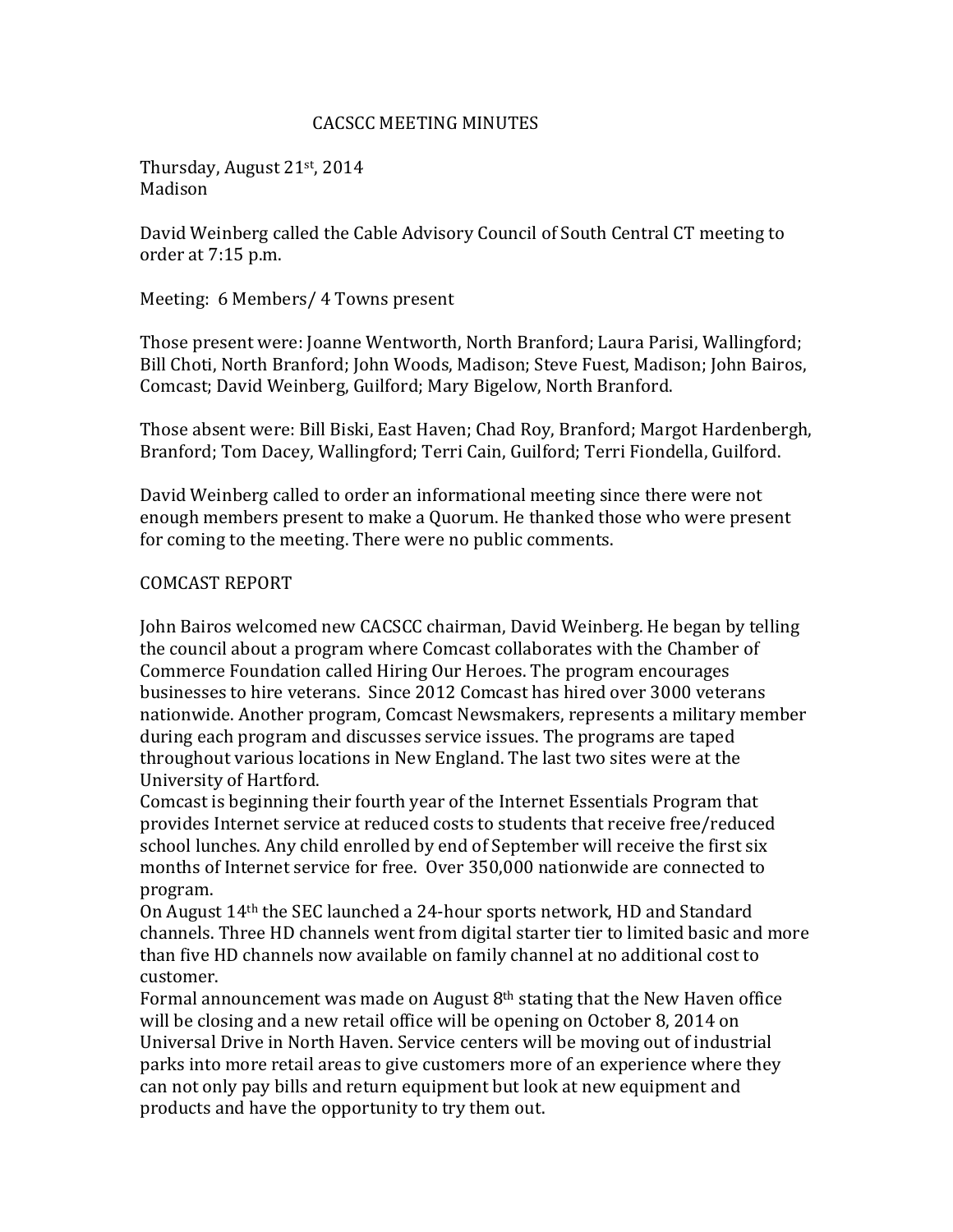# CACSCC MEETING MINUTES

Thursday, August 21st, 2014
Madison

David Weinberg called the Cable Advisory Council of South Central CT meeting to order at 7:15 p.m.

Meeting: 6 Members/ 4 Towns present

Those present were: Joanne Wentworth, North Branford; Laura Parisi, Wallingford; Bill Choti, North Branford; John Woods, Madison; Steve Fuest, Madison; John Bairos, Comcast; David Weinberg, Guilford; Mary Bigelow, North Branford.

Those absent were: Bill Biski, East Haven; Chad Roy, Branford; Margot Hardenbergh, Branford; Tom Dacey, Wallingford; Terri Cain, Guilford; Terri Fiondella, Guilford.

David Weinberg called to order an informational meeting since there were not enough members present to make a Quorum. He thanked those who were present for coming to the meeting. There were no public comments.

## COMCAST REPORT

John Bairos welcomed new CACSCC chairman, David Weinberg. He began by telling the council about a program where Comcast collaborates with the Chamber of Commerce Foundation called Hiring Our Heroes. The program encourages businesses to hire veterans. Since 2012 Comcast has hired over 3000 veterans nationwide. Another program, Comcast Newsmakers, represents a military member during each program and discusses service issues. The programs are taped throughout various locations in New England. The last two sites were at the University of Hartford.

Comcast is beginning their fourth year of the Internet Essentials Program that provides Internet service at reduced costs to students that receive free/reduced school lunches. Any child enrolled by end of September will receive the first six months of Internet service for free. Over 350,000 nationwide are connected to program.

On August 14th the SEC launched a 24-hour sports network, HD and Standard channels. Three HD channels went from digital starter tier to limited basic and more than five HD channels now available on family channel at no additional cost to customer.

Formal announcement was made on August 8th stating that the New Haven office will be closing and a new retail office will be opening on October 8, 2014 on Universal Drive in North Haven. Service centers will be moving out of industrial parks into more retail areas to give customers more of an experience where they can not only pay bills and return equipment but look at new equipment and products and have the opportunity to try them out.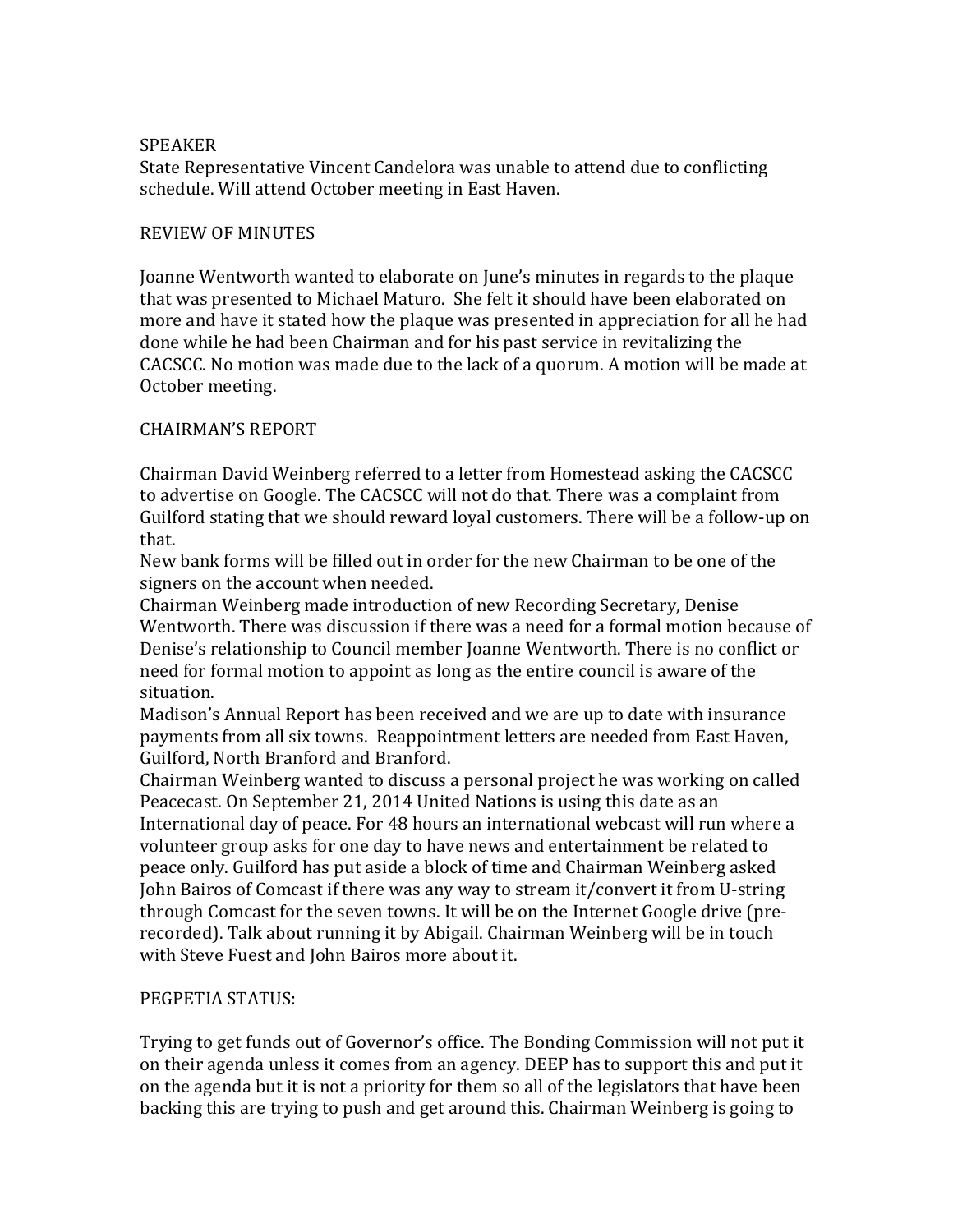## SPEAKER

State Representative Vincent Candelora was unable to attend due to conflicting schedule. Will attend October meeting in East Haven.

## REVIEW OF MINUTES

Joanne Wentworth wanted to elaborate on June's minutes in regards to the plaque that was presented to Michael Maturo. She felt it should have been elaborated on more and have it stated how the plaque was presented in appreciation for all he had done while he had been Chairman and for his past service in revitalizing the CACSCC. No motion was made due to the lack of a quorum. A motion will be made at October meeting.

## CHAIRMAN'S REPORT

Chairman David Weinberg referred to a letter from Homestead asking the CACSCC to advertise on Google. The CACSCC will not do that. There was a complaint from Guilford stating that we should reward loyal customers. There will be a follow-up on that.

New bank forms will be filled out in order for the new Chairman to be one of the signers on the account when needed.

Chairman Weinberg made introduction of new Recording Secretary, Denise Wentworth. There was discussion if there was a need for a formal motion because of Denise's relationship to Council member Joanne Wentworth. There is no conflict or need for formal motion to appoint as long as the entire council is aware of the situation.

Madison's Annual Report has been received and we are up to date with insurance payments from all six towns. Reappointment letters are needed from East Haven, Guilford, North Branford and Branford.

Chairman Weinberg wanted to discuss a personal project he was working on called Peacecast. On September 21, 2014 United Nations is using this date as an International day of peace. For 48 hours an international webcast will run where a volunteer group asks for one day to have news and entertainment be related to peace only. Guilford has put aside a block of time and Chairman Weinberg asked John Bairos of Comcast if there was any way to stream it/convert it from U-string through Comcast for the seven towns. It will be on the Internet Google drive (pre-recorded). Talk about running it by Abigail. Chairman Weinberg will be in touch with Steve Fuest and John Bairos more about it.

## PEGPETIA STATUS:

Trying to get funds out of Governor's office. The Bonding Commission will not put it on their agenda unless it comes from an agency. DEEP has to support this and put it on the agenda but it is not a priority for them so all of the legislators that have been backing this are trying to push and get around this. Chairman Weinberg is going to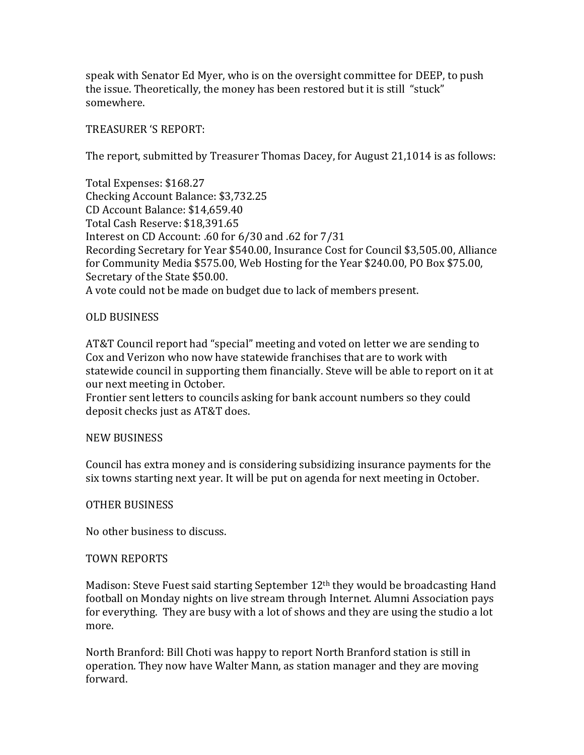speak with Senator Ed Myer, who is on the oversight committee for DEEP, to push the issue. Theoretically, the money has been restored but it is still "stuck" somewhere.

TREASURER 'S REPORT:

The report, submitted by Treasurer Thomas Dacey, for August 21,1014 is as follows:

Total Expenses: $168.27
Checking Account Balance: $3,732.25
CD Account Balance: $14,659.40
Total Cash Reserve: $18,391.65
Interest on CD Account: .60 for 6/30 and .62 for 7/31
Recording Secretary for Year $540.00, Insurance Cost for Council $3,505.00, Alliance for Community Media $575.00, Web Hosting for the Year $240.00, PO Box $75.00, Secretary of the State $50.00.
A vote could not be made on budget due to lack of members present.

OLD BUSINESS

AT&T Council report had "special" meeting and voted on letter we are sending to Cox and Verizon who now have statewide franchises that are to work with statewide council in supporting them financially. Steve will be able to report on it at our next meeting in October.
Frontier sent letters to councils asking for bank account numbers so they could deposit checks just as AT&T does.

NEW BUSINESS

Council has extra money and is considering subsidizing insurance payments for the six towns starting next year. It will be put on agenda for next meeting in October.

OTHER BUSINESS

No other business to discuss.

TOWN REPORTS

Madison: Steve Fuest said starting September 12th they would be broadcasting Hand football on Monday nights on live stream through Internet. Alumni Association pays for everything. They are busy with a lot of shows and they are using the studio a lot more.

North Branford: Bill Choti was happy to report North Branford station is still in operation. They now have Walter Mann, as station manager and they are moving forward.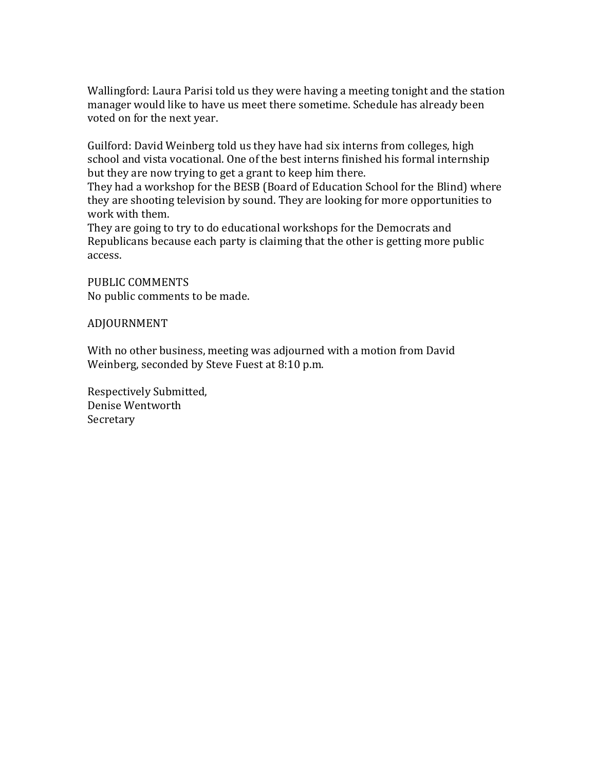Wallingford: Laura Parisi told us they were having a meeting tonight and the station manager would like to have us meet there sometime. Schedule has already been voted on for the next year.

Guilford: David Weinberg told us they have had six interns from colleges, high school and vista vocational. One of the best interns finished his formal internship but they are now trying to get a grant to keep him there.
They had a workshop for the BESB (Board of Education School for the Blind) where they are shooting television by sound. They are looking for more opportunities to work with them.
They are going to try to do educational workshops for the Democrats and Republicans because each party is claiming that the other is getting more public access.

PUBLIC COMMENTS
No public comments to be made.

ADJOURNMENT

With no other business, meeting was adjourned with a motion from David Weinberg, seconded by Steve Fuest at 8:10 p.m.

Respectively Submitted,
Denise Wentworth
Secretary